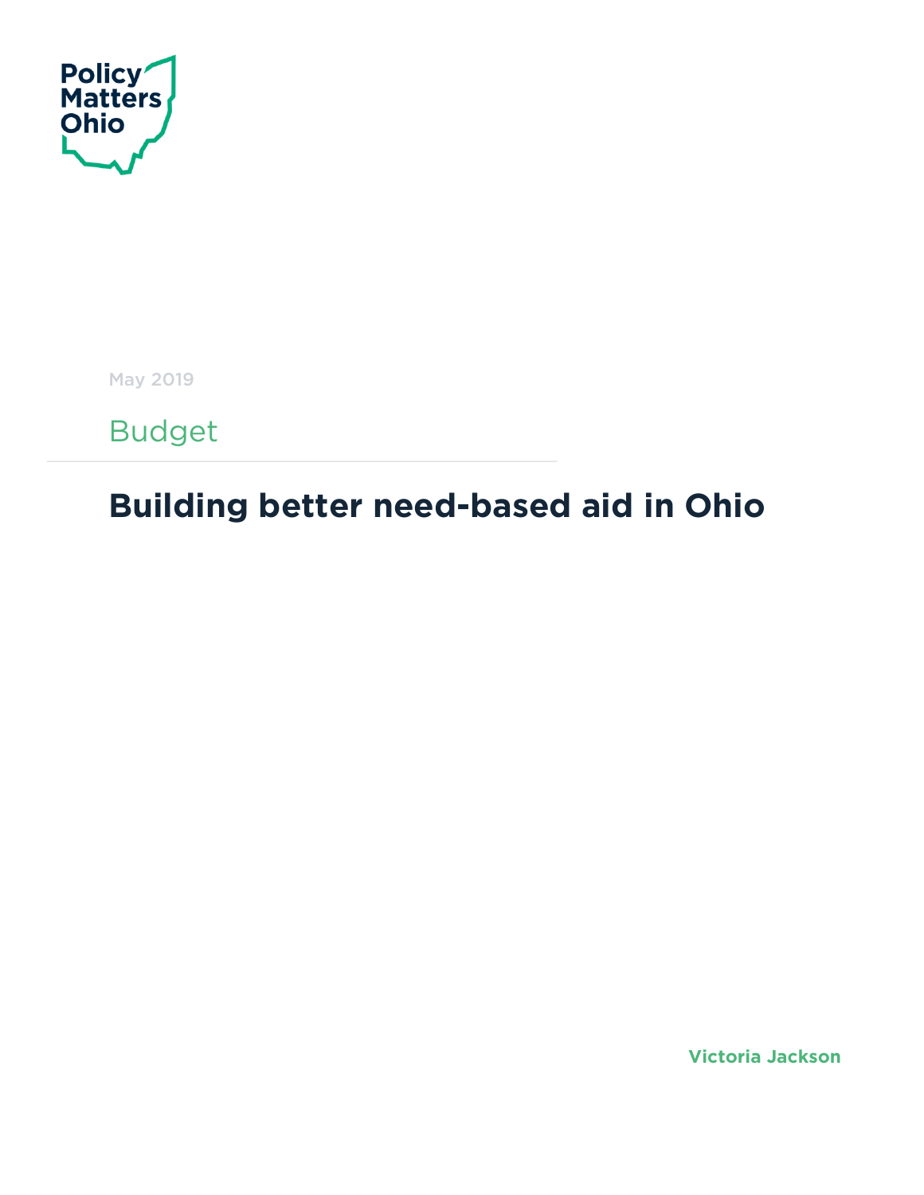Policy Matters Ohio

May 2019

Budget

# Building better need-based aid in Ohio

**Victoria Jackson**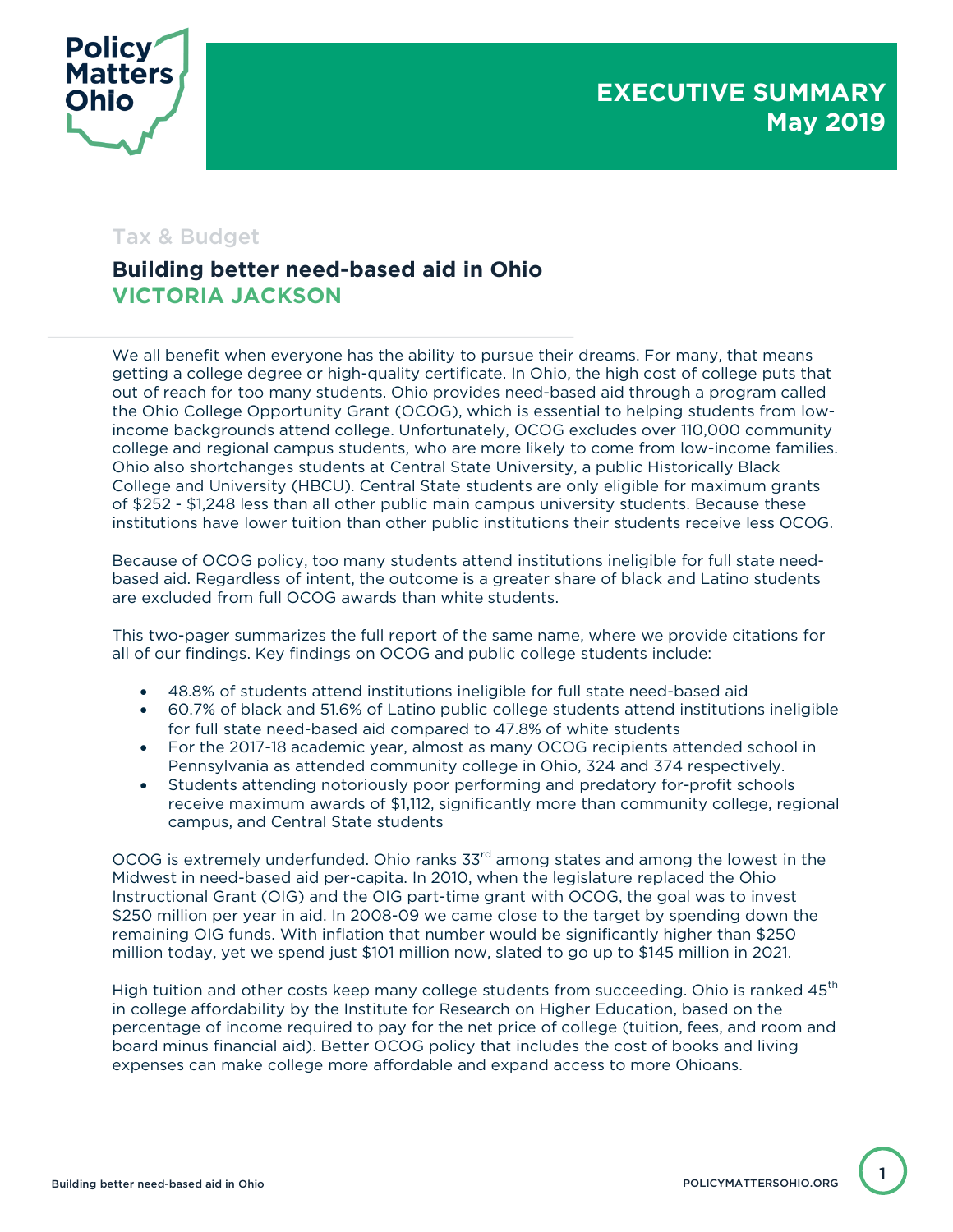# EXECUTIVE SUMMARY
## May 2019

Tax & Budget

## Building better need-based aid in Ohio

**VICTORIA JACKSON**

We all benefit when everyone has the ability to pursue their dreams. For many, that means getting a college degree or high-quality certificate. In Ohio, the high cost of college puts that out of reach for too many students. Ohio provides need-based aid through a program called the Ohio College Opportunity Grant (OCOG), which is essential to helping students from low-income backgrounds attend college. Unfortunately, OCOG excludes over 110,000 community college and regional campus students, who are more likely to come from low-income families. Ohio also shortchanges students at Central State University, a public Historically Black College and University (HBCU). Central State students are only eligible for maximum grants of $252 - $1,248 less than all other public main campus university students. Because these institutions have lower tuition than other public institutions their students receive less OCOG.

Because of OCOG policy, too many students attend institutions ineligible for full state need-based aid. Regardless of intent, the outcome is a greater share of black and Latino students are excluded from full OCOG awards than white students.

This two-pager summarizes the full report of the same name, where we provide citations for all of our findings. Key findings on OCOG and public college students include:

- 48.8% of students attend institutions ineligible for full state need-based aid
- 60.7% of black and 51.6% of Latino public college students attend institutions ineligible for full state need-based aid compared to 47.8% of white students
- For the 2017-18 academic year, almost as many OCOG recipients attended school in Pennsylvania as attended community college in Ohio, 324 and 374 respectively.
- Students attending notoriously poor performing and predatory for-profit schools receive maximum awards of $1,112, significantly more than community college, regional campus, and Central State students

OCOG is extremely underfunded. Ohio ranks 33rd among states and among the lowest in the Midwest in need-based aid per-capita. In 2010, when the legislature replaced the Ohio Instructional Grant (OIG) and the OIG part-time grant with OCOG, the goal was to invest $250 million per year in aid. In 2008-09 we came close to the target by spending down the remaining OIG funds. With inflation that number would be significantly higher than $250 million today, yet we spend just $101 million now, slated to go up to $145 million in 2021.

High tuition and other costs keep many college students from succeeding. Ohio is ranked 45th in college affordability by the Institute for Research on Higher Education, based on the percentage of income required to pay for the net price of college (tuition, fees, and room and board minus financial aid). Better OCOG policy that includes the cost of books and living expenses can make college more affordable and expand access to more Ohioans.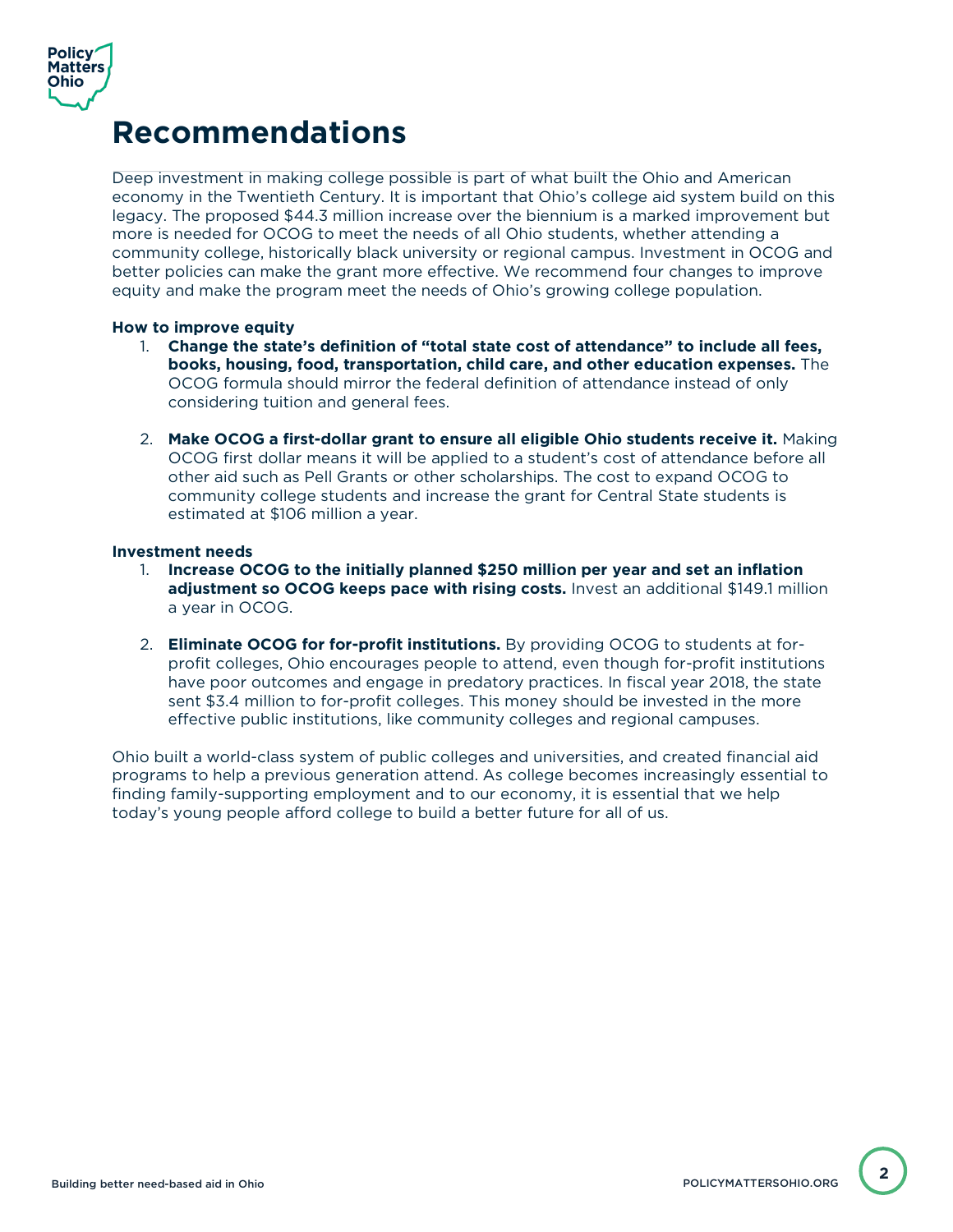# Recommendations

Deep investment in making college possible is part of what built the Ohio and American economy in the Twentieth Century. It is important that Ohio's college aid system build on this legacy. The proposed $44.3 million increase over the biennium is a marked improvement but more is needed for OCOG to meet the needs of all Ohio students, whether attending a community college, historically black university or regional campus. Investment in OCOG and better policies can make the grant more effective. We recommend four changes to improve equity and make the program meet the needs of Ohio's growing college population.

**How to improve equity**

1. **Change the state's definition of "total state cost of attendance" to include all fees, books, housing, food, transportation, child care, and other education expenses.** The OCOG formula should mirror the federal definition of attendance instead of only considering tuition and general fees.

2. **Make OCOG a first-dollar grant to ensure all eligible Ohio students receive it.** Making OCOG first dollar means it will be applied to a student's cost of attendance before all other aid such as Pell Grants or other scholarships. The cost to expand OCOG to community college students and increase the grant for Central State students is estimated at $106 million a year.

**Investment needs**

1. **Increase OCOG to the initially planned $250 million per year and set an inflation adjustment so OCOG keeps pace with rising costs.** Invest an additional $149.1 million a year in OCOG.

2. **Eliminate OCOG for for-profit institutions.** By providing OCOG to students at for-profit colleges, Ohio encourages people to attend, even though for-profit institutions have poor outcomes and engage in predatory practices. In fiscal year 2018, the state sent $3.4 million to for-profit colleges. This money should be invested in the more effective public institutions, like community colleges and regional campuses.

Ohio built a world-class system of public colleges and universities, and created financial aid programs to help a previous generation attend. As college becomes increasingly essential to finding family-supporting employment and to our economy, it is essential that we help today's young people afford college to build a better future for all of us.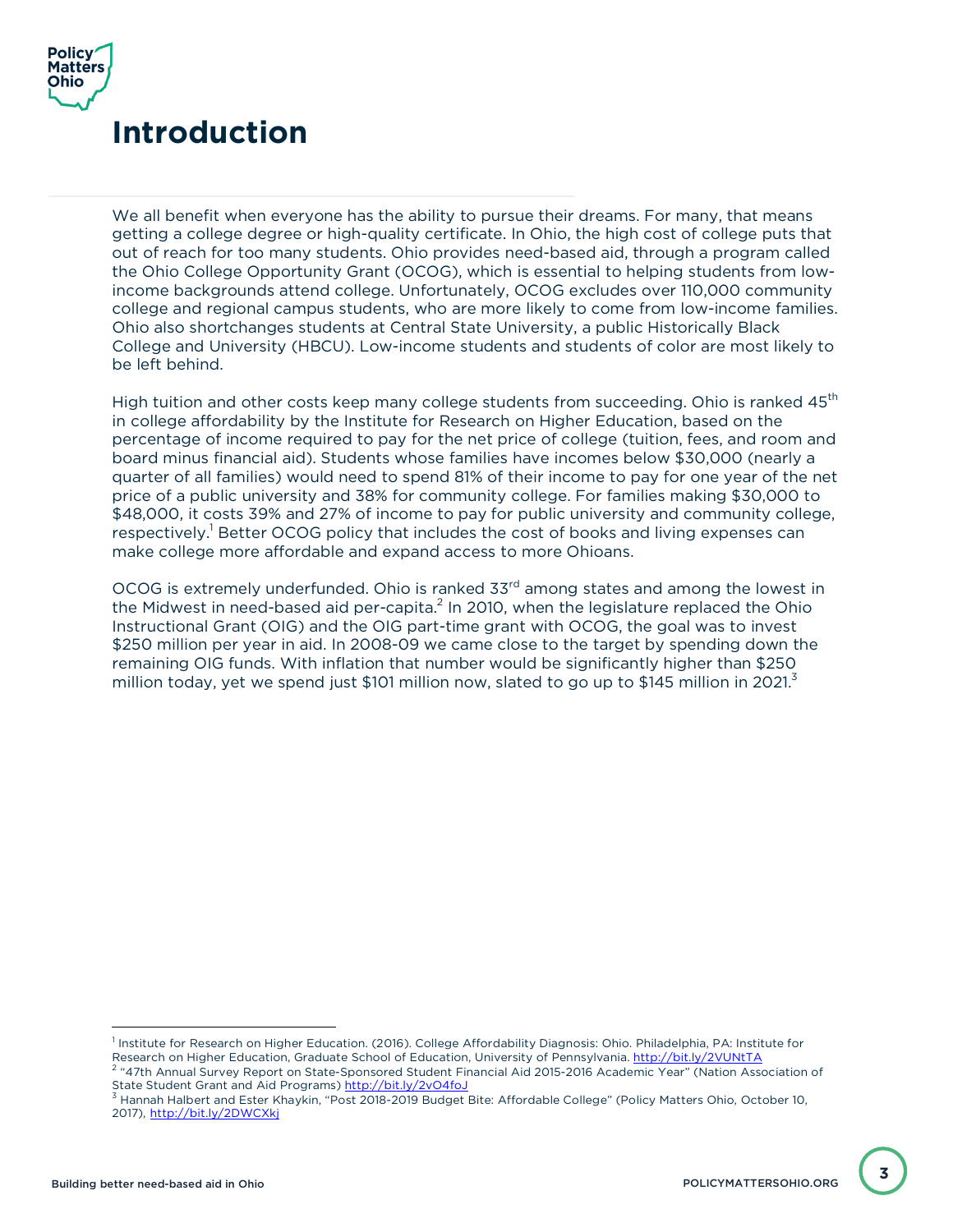# Introduction

We all benefit when everyone has the ability to pursue their dreams. For many, that means getting a college degree or high-quality certificate. In Ohio, the high cost of college puts that out of reach for too many students. Ohio provides need-based aid, through a program called the Ohio College Opportunity Grant (OCOG), which is essential to helping students from low-income backgrounds attend college. Unfortunately, OCOG excludes over 110,000 community college and regional campus students, who are more likely to come from low-income families. Ohio also shortchanges students at Central State University, a public Historically Black College and University (HBCU). Low-income students and students of color are most likely to be left behind.

High tuition and other costs keep many college students from succeeding. Ohio is ranked 45th in college affordability by the Institute for Research on Higher Education, based on the percentage of income required to pay for the net price of college (tuition, fees, and room and board minus financial aid). Students whose families have incomes below $30,000 (nearly a quarter of all families) would need to spend 81% of their income to pay for one year of the net price of a public university and 38% for community college. For families making $30,000 to $48,000, it costs 39% and 27% of income to pay for public university and community college, respectively.[1] Better OCOG policy that includes the cost of books and living expenses can make college more affordable and expand access to more Ohioans.

OCOG is extremely underfunded. Ohio is ranked 33rd among states and among the lowest in the Midwest in need-based aid per-capita.[2] In 2010, when the legislature replaced the Ohio Instructional Grant (OIG) and the OIG part-time grant with OCOG, the goal was to invest $250 million per year in aid. In 2008-09 we came close to the target by spending down the remaining OIG funds. With inflation that number would be significantly higher than $250 million today, yet we spend just $101 million now, slated to go up to $145 million in 2021.[3]

---

[1] Institute for Research on Higher Education. (2016). College Affordability Diagnosis: Ohio. Philadelphia, PA: Institute for Research on Higher Education, Graduate School of Education, University of Pennsylvania. http://bit.ly/2VUNtTA

[2] "47th Annual Survey Report on State-Sponsored Student Financial Aid 2015-2016 Academic Year" (Nation Association of State Student Grant and Aid Programs) http://bit.ly/2vO4foJ

[3] Hannah Halbert and Ester Khaykin, "Post 2018-2019 Budget Bite: Affordable College" (Policy Matters Ohio, October 10, 2017), http://bit.ly/2DWCXkj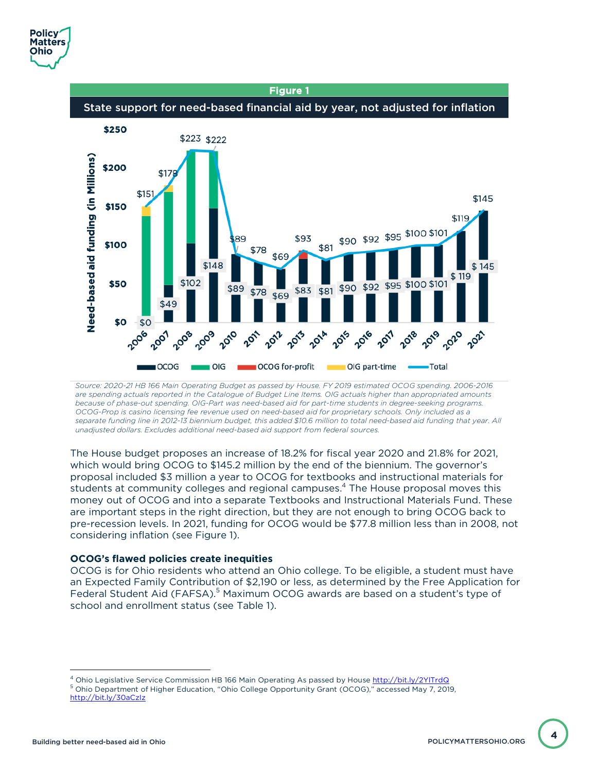**Figure 1**

**State support for need-based financial aid by year, not adjusted for inflation**

| Year | OCOG | Total |
|---|---|---|
| 2006 | $0 | $151 |
| 2007 | $49 | $178 |
| 2008 | $102 | $223 |
| 2009 | $148 | $222 |
| 2010 | $89 | $89 |
| 2011 | $78 | $78 |
| 2012 | $69 | $69 |
| 2013 | $83 | $93 |
| 2014 | $81 | $81 |
| 2015 | $90 | $90 |
| 2016 | $92 | $92 |
| 2017 | $95 | $95 |
| 2018 | $100 | $100 |
| 2019 | $101 | $101 |
| 2020 | $ 119 | $119 |
| 2021 | $ 145 | $145 |

Need-based aid funding (in Millions). Legend: OCOG, OIG, OCOG for-profit, OIG part-time, Total

*Source: 2020-21 HB 166 Main Operating Budget as passed by House. FY 2019 estimated OCOG spending. 2006-2016 are spending actuals reported in the Catalogue of Budget Line Items. OIG actuals higher than appropriated amounts because of phase-out spending. OIG-Part was need-based aid for part-time students in degree-seeking programs. OCOG-Prop is casino licensing fee revenue used on need-based aid for proprietary schools. Only included as a separate funding line in 2012-13 biennium budget, this added $10.6 million to total need-based aid funding that year. All unadjusted dollars. Excludes additional need-based aid support from federal sources.*

The House budget proposes an increase of 18.2% for fiscal year 2020 and 21.8% for 2021, which would bring OCOG to $145.2 million by the end of the biennium. The governor's proposal included $3 million a year to OCOG for textbooks and instructional materials for students at community colleges and regional campuses.[4] The House proposal moves this money out of OCOG and into a separate Textbooks and Instructional Materials Fund. These are important steps in the right direction, but they are not enough to bring OCOG back to pre-recession levels. In 2021, funding for OCOG would be $77.8 million less than in 2008, not considering inflation (see Figure 1).

**OCOG's flawed policies create inequities**

OCOG is for Ohio residents who attend an Ohio college. To be eligible, a student must have an Expected Family Contribution of $2,190 or less, as determined by the Free Application for Federal Student Aid (FAFSA).[5] Maximum OCOG awards are based on a student's type of school and enrollment status (see Table 1).

---

[4] Ohio Legislative Service Commission HB 166 Main Operating As passed by House http://bit.ly/2YlTrdQ

[5] Ohio Department of Higher Education, "Ohio College Opportunity Grant (OCOG)," accessed May 7, 2019, http://bit.ly/30aCzlz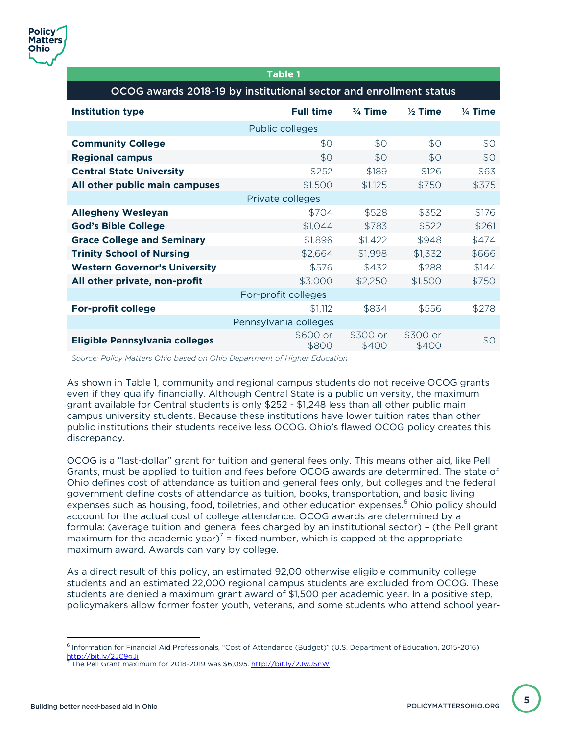**Table 1**

**OCOG awards 2018-19 by institutional sector and enrollment status**

| Institution type | Full time | ¾ Time | ½ Time | ¼ Time |
|---|---|---|---|---|
| Public colleges | | | | |
| **Community College** | $0 | $0 | $0 | $0 |
| **Regional campus** | $0 | $0 | $0 | $0 |
| **Central State University** | $252 | $189 | $126 | $63 |
| **All other public main campuses** | $1,500 | $1,125 | $750 | $375 |
| Private colleges | | | | |
| **Allegheny Wesleyan** | $704 | $528 | $352 | $176 |
| **God's Bible College** | $1,044 | $783 | $522 | $261 |
| **Grace College and Seminary** | $1,896 | $1,422 | $948 | $474 |
| **Trinity School of Nursing** | $2,664 | $1,998 | $1,332 | $666 |
| **Western Governor's University** | $576 | $432 | $288 | $144 |
| **All other private, non-profit** | $3,000 | $2,250 | $1,500 | $750 |
| For-profit colleges | | | | |
| **For-profit college** | $1,112 | $834 | $556 | $278 |
| Pennsylvania colleges | | | | |
| **Eligible Pennsylvania colleges** | $600 or $800 | $300 or $400 | $300 or $400 | $0 |

*Source: Policy Matters Ohio based on Ohio Department of Higher Education*

As shown in Table 1, community and regional campus students do not receive OCOG grants even if they qualify financially. Although Central State is a public university, the maximum grant available for Central students is only $252 - $1,248 less than all other public main campus university students. Because these institutions have lower tuition rates than other public institutions their students receive less OCOG. Ohio's flawed OCOG policy creates this discrepancy.

OCOG is a "last-dollar" grant for tuition and general fees only. This means other aid, like Pell Grants, must be applied to tuition and fees before OCOG awards are determined. The state of Ohio defines cost of attendance as tuition and general fees only, but colleges and the federal government define costs of attendance as tuition, books, transportation, and basic living expenses such as housing, food, toiletries, and other education expenses.[6] Ohio policy should account for the actual cost of college attendance. OCOG awards are determined by a formula: (average tuition and general fees charged by an institutional sector) – (the Pell grant maximum for the academic year)[7] = fixed number, which is capped at the appropriate maximum award. Awards can vary by college.

As a direct result of this policy, an estimated 92,00 otherwise eligible community college students and an estimated 22,000 regional campus students are excluded from OCOG. These students are denied a maximum grant award of $1,500 per academic year. In a positive step, policymakers allow former foster youth, veterans, and some students who attend school year-

---

[6] Information for Financial Aid Professionals, "Cost of Attendance (Budget)" (U.S. Department of Education, 2015-2016) http://bit.ly/2JC9gJj

[7] The Pell Grant maximum for 2018-2019 was $6,095. http://bit.ly/2JwJSnW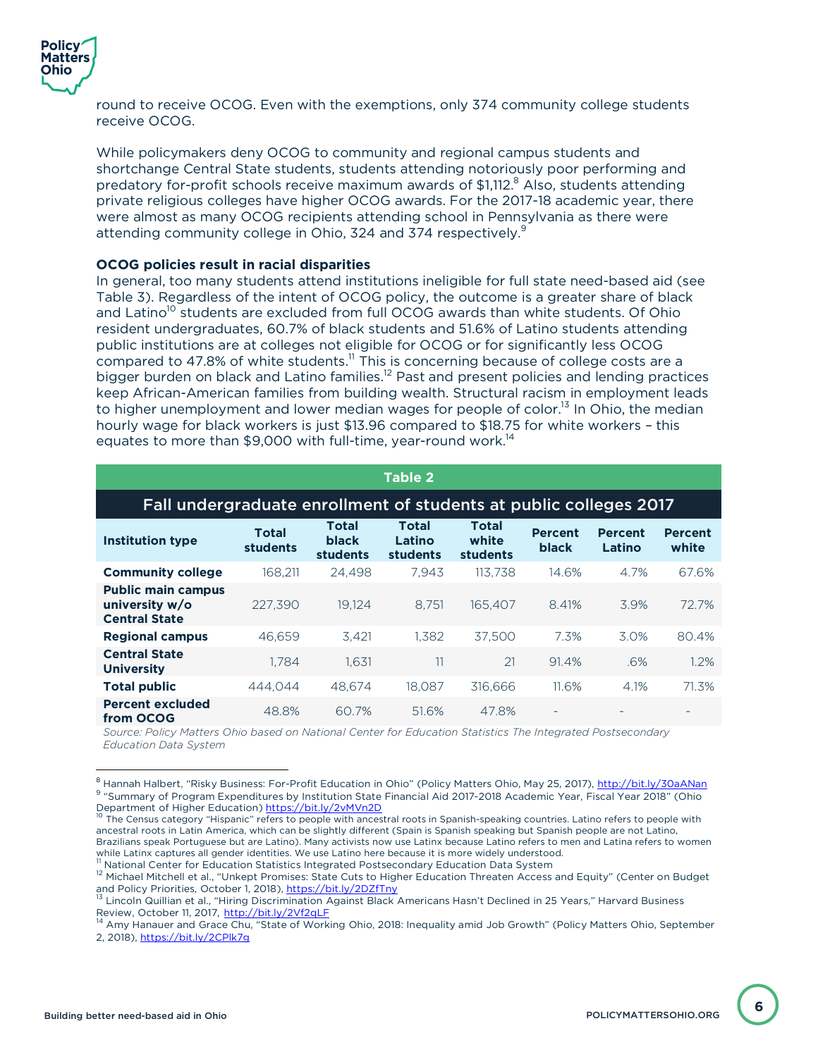round to receive OCOG. Even with the exemptions, only 374 community college students receive OCOG.

While policymakers deny OCOG to community and regional campus students and shortchange Central State students, students attending notoriously poor performing and predatory for-profit schools receive maximum awards of $1,112.[8] Also, students attending private religious colleges have higher OCOG awards. For the 2017-18 academic year, there were almost as many OCOG recipients attending school in Pennsylvania as there were attending community college in Ohio, 324 and 374 respectively.[9]

**OCOG policies result in racial disparities**

In general, too many students attend institutions ineligible for full state need-based aid (see Table 3). Regardless of the intent of OCOG policy, the outcome is a greater share of black and Latino[10] students are excluded from full OCOG awards than white students. Of Ohio resident undergraduates, 60.7% of black students and 51.6% of Latino students attending public institutions are at colleges not eligible for OCOG or for significantly less OCOG compared to 47.8% of white students.[11] This is concerning because of college costs are a bigger burden on black and Latino families.[12] Past and present policies and lending practices keep African-American families from building wealth. Structural racism in employment leads to higher unemployment and lower median wages for people of color.[13] In Ohio, the median hourly wage for black workers is just $13.96 compared to $18.75 for white workers – this equates to more than $9,000 with full-time, year-round work.[14]

**Table 2**

**Fall undergraduate enrollment of students at public colleges 2017**

| Institution type | Total students | Total black students | Total Latino students | Total white students | Percent black | Percent Latino | Percent white |
|---|---|---|---|---|---|---|---|
| **Community college** | 168,211 | 24,498 | 7,943 | 113,738 | 14.6% | 4.7% | 67.6% |
| **Public main campus university w/o Central State** | 227,390 | 19,124 | 8,751 | 165,407 | 8.41% | 3.9% | 72.7% |
| **Regional campus** | 46,659 | 3,421 | 1,382 | 37,500 | 7.3% | 3.0% | 80.4% |
| **Central State University** | 1,784 | 1,631 | 11 | 21 | 91.4% | .6% | 1.2% |
| **Total public** | 444,044 | 48,674 | 18,087 | 316,666 | 11.6% | 4.1% | 71.3% |
| **Percent excluded from OCOG** | 48.8% | 60.7% | 51.6% | 47.8% | - | - | - |

*Source: Policy Matters Ohio based on National Center for Education Statistics The Integrated Postsecondary Education Data System*

---

[8] Hannah Halbert, "Risky Business: For-Profit Education in Ohio" (Policy Matters Ohio, May 25, 2017), http://bit.ly/30aANan

[9] "Summary of Program Expenditures by Institution State Financial Aid 2017-2018 Academic Year, Fiscal Year 2018" (Ohio Department of Higher Education) https://bit.ly/2vMVn2D

[10] The Census category "Hispanic" refers to people with ancestral roots in Spanish-speaking countries. Latino refers to people with ancestral roots in Latin America, which can be slightly different (Spain is Spanish speaking but Spanish people are not Latino, Brazilians speak Portuguese but are Latino). Many activists now use Latinx because Latino refers to men and Latina refers to women while Latinx captures all gender identities. We use Latino here because it is more widely understood.

[11] National Center for Education Statistics Integrated Postsecondary Education Data System

[12] Michael Mitchell et al., "Unkept Promises: State Cuts to Higher Education Threaten Access and Equity" (Center on Budget and Policy Priorities, October 1, 2018), https://bit.ly/2DZfTny

[13] Lincoln Quillian et al., "Hiring Discrimination Against Black Americans Hasn't Declined in 25 Years," Harvard Business Review, October 11, 2017, http://bit.ly/2Vf2qLF

[14] Amy Hanauer and Grace Chu, "State of Working Ohio, 2018: Inequality amid Job Growth" (Policy Matters Ohio, September 2, 2018), https://bit.ly/2CPlk7g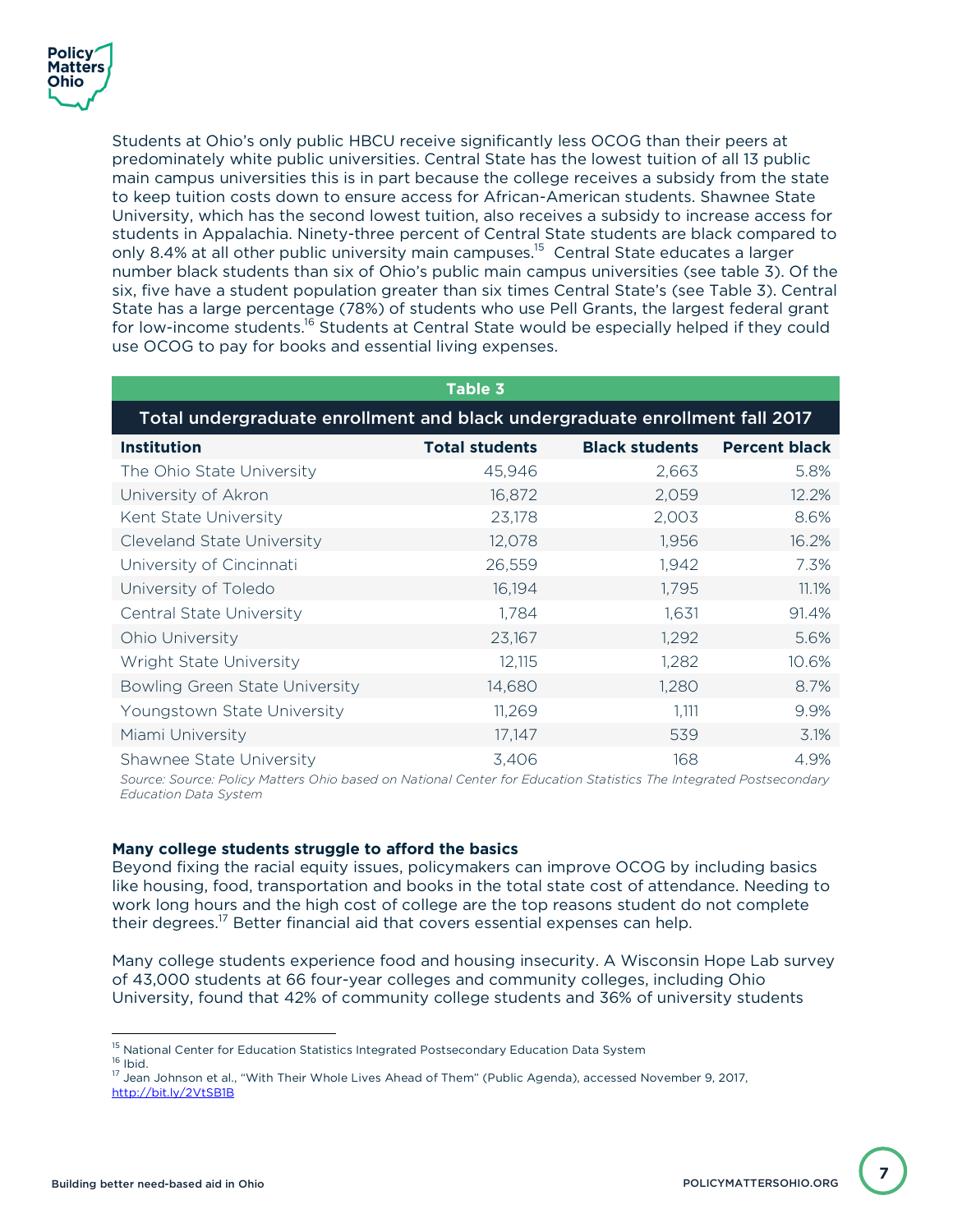Students at Ohio's only public HBCU receive significantly less OCOG than their peers at predominately white public universities. Central State has the lowest tuition of all 13 public main campus universities this is in part because the college receives a subsidy from the state to keep tuition costs down to ensure access for African-American students. Shawnee State University, which has the second lowest tuition, also receives a subsidy to increase access for students in Appalachia. Ninety-three percent of Central State students are black compared to only 8.4% at all other public university main campuses.[15] Central State educates a larger number black students than six of Ohio's public main campus universities (see table 3). Of the six, five have a student population greater than six times Central State's (see Table 3). Central State has a large percentage (78%) of students who use Pell Grants, the largest federal grant for low-income students.[16] Students at Central State would be especially helped if they could use OCOG to pay for books and essential living expenses.

**Table 3**

**Total undergraduate enrollment and black undergraduate enrollment fall 2017**

| Institution | Total students | Black students | Percent black |
|---|---|---|---|
| The Ohio State University | 45,946 | 2,663 | 5.8% |
| University of Akron | 16,872 | 2,059 | 12.2% |
| Kent State University | 23,178 | 2,003 | 8.6% |
| Cleveland State University | 12,078 | 1,956 | 16.2% |
| University of Cincinnati | 26,559 | 1,942 | 7.3% |
| University of Toledo | 16,194 | 1,795 | 11.1% |
| Central State University | 1,784 | 1,631 | 91.4% |
| Ohio University | 23,167 | 1,292 | 5.6% |
| Wright State University | 12,115 | 1,282 | 10.6% |
| Bowling Green State University | 14,680 | 1,280 | 8.7% |
| Youngstown State University | 11,269 | 1,111 | 9.9% |
| Miami University | 17,147 | 539 | 3.1% |
| Shawnee State University | 3,406 | 168 | 4.9% |

*Source: Source: Policy Matters Ohio based on National Center for Education Statistics The Integrated Postsecondary Education Data System*

**Many college students struggle to afford the basics**

Beyond fixing the racial equity issues, policymakers can improve OCOG by including basics like housing, food, transportation and books in the total state cost of attendance. Needing to work long hours and the high cost of college are the top reasons student do not complete their degrees.[17] Better financial aid that covers essential expenses can help.

Many college students experience food and housing insecurity. A Wisconsin Hope Lab survey of 43,000 students at 66 four-year colleges and community colleges, including Ohio University, found that 42% of community college students and 36% of university students

---

[15] National Center for Education Statistics Integrated Postsecondary Education Data System

[16] Ibid.

[17] Jean Johnson et al., "With Their Whole Lives Ahead of Them" (Public Agenda), accessed November 9, 2017, http://bit.ly/2VtSB1B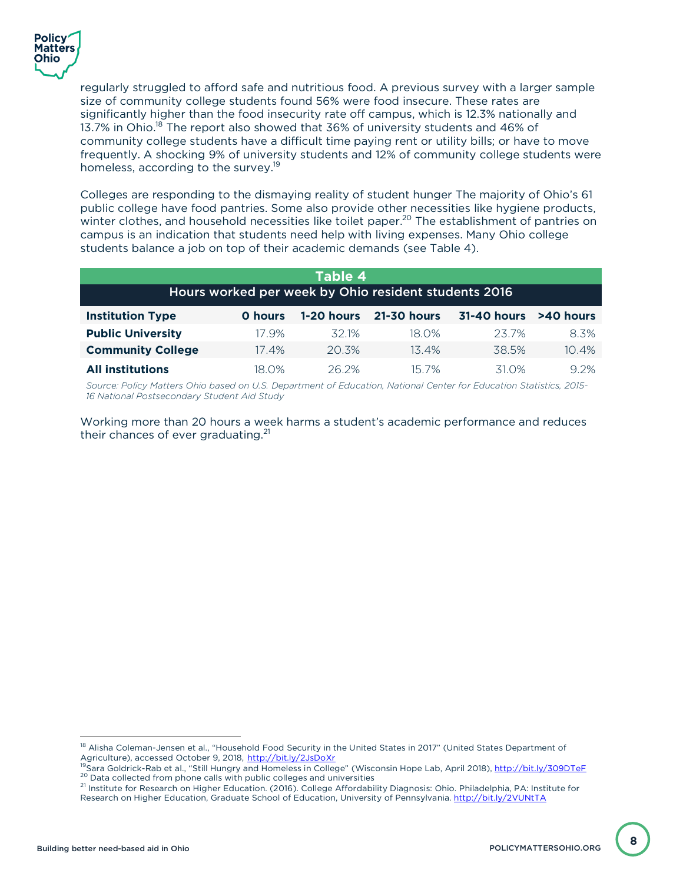regularly struggled to afford safe and nutritious food. A previous survey with a larger sample size of community college students found 56% were food insecure. These rates are significantly higher than the food insecurity rate off campus, which is 12.3% nationally and 13.7% in Ohio.[18] The report also showed that 36% of university students and 46% of community college students have a difficult time paying rent or utility bills; or have to move frequently. A shocking 9% of university students and 12% of community college students were homeless, according to the survey.[19]

Colleges are responding to the dismaying reality of student hunger The majority of Ohio's 61 public college have food pantries. Some also provide other necessities like hygiene products, winter clothes, and household necessities like toilet paper.[20] The establishment of pantries on campus is an indication that students need help with living expenses. Many Ohio college students balance a job on top of their academic demands (see Table 4).

**Table 4**

**Hours worked per week by Ohio resident students 2016**

| Institution Type | 0 hours | 1-20 hours | 21-30 hours | 31-40 hours | >40 hours |
|---|---|---|---|---|---|
| **Public University** | 17.9% | 32.1% | 18.0% | 23.7% | 8.3% |
| **Community College** | 17.4% | 20.3% | 13.4% | 38.5% | 10.4% |
| **All institutions** | 18.0% | 26.2% | 15.7% | 31.0% | 9.2% |

*Source: Policy Matters Ohio based on U.S. Department of Education, National Center for Education Statistics, 2015-16 National Postsecondary Student Aid Study*

Working more than 20 hours a week harms a student's academic performance and reduces their chances of ever graduating.[21]

---

[18] Alisha Coleman-Jensen et al., "Household Food Security in the United States in 2017" (United States Department of Agriculture), accessed October 9, 2018, http://bit.ly/2JsDoXr

[19] Sara Goldrick-Rab et al., "Still Hungry and Homeless in College" (Wisconsin Hope Lab, April 2018), http://bit.ly/309DTeF

[20] Data collected from phone calls with public colleges and universities

[21] Institute for Research on Higher Education. (2016). College Affordability Diagnosis: Ohio. Philadelphia, PA: Institute for Research on Higher Education, Graduate School of Education, University of Pennsylvania. http://bit.ly/2VUNtTA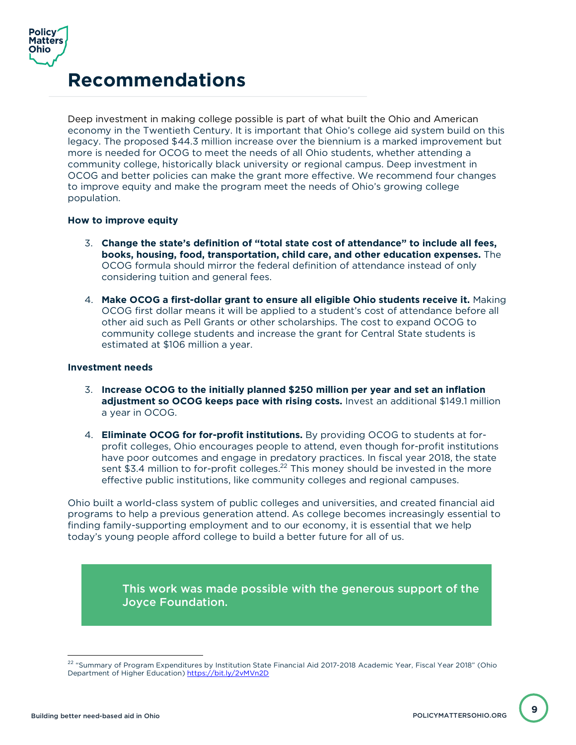# Recommendations

Deep investment in making college possible is part of what built the Ohio and American economy in the Twentieth Century. It is important that Ohio's college aid system build on this legacy. The proposed $44.3 million increase over the biennium is a marked improvement but more is needed for OCOG to meet the needs of all Ohio students, whether attending a community college, historically black university or regional campus. Deep investment in OCOG and better policies can make the grant more effective. We recommend four changes to improve equity and make the program meet the needs of Ohio's growing college population.

**How to improve equity**

3. **Change the state's definition of "total state cost of attendance" to include all fees, books, housing, food, transportation, child care, and other education expenses.** The OCOG formula should mirror the federal definition of attendance instead of only considering tuition and general fees.

4. **Make OCOG a first-dollar grant to ensure all eligible Ohio students receive it.** Making OCOG first dollar means it will be applied to a student's cost of attendance before all other aid such as Pell Grants or other scholarships. The cost to expand OCOG to community college students and increase the grant for Central State students is estimated at $106 million a year.

**Investment needs**

3. **Increase OCOG to the initially planned $250 million per year and set an inflation adjustment so OCOG keeps pace with rising costs.** Invest an additional $149.1 million a year in OCOG.

4. **Eliminate OCOG for for-profit institutions.** By providing OCOG to students at for-profit colleges, Ohio encourages people to attend, even though for-profit institutions have poor outcomes and engage in predatory practices. In fiscal year 2018, the state sent $3.4 million to for-profit colleges.[22] This money should be invested in the more effective public institutions, like community colleges and regional campuses.

Ohio built a world-class system of public colleges and universities, and created financial aid programs to help a previous generation attend. As college becomes increasingly essential to finding family-supporting employment and to our economy, it is essential that we help today's young people afford college to build a better future for all of us.

This work was made possible with the generous support of the Joyce Foundation.

[22] "Summary of Program Expenditures by Institution State Financial Aid 2017-2018 Academic Year, Fiscal Year 2018" (Ohio Department of Higher Education) https://bit.ly/2vMVn2D